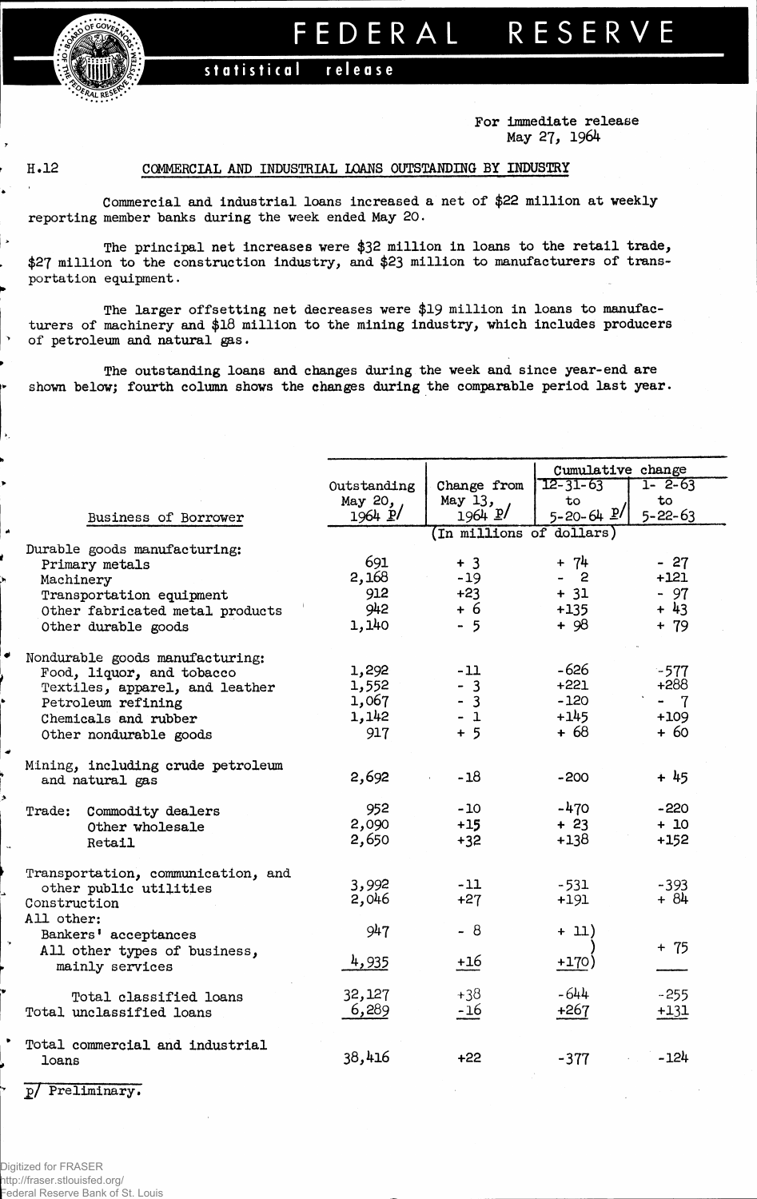# FEDERAL RESERVE

**statistical release**

For immediate release
May 27, 1964

H.12

## COMMERCIAL AND INDUSTRIAL LOANS OUTSTANDING BY INDUSTRY

Commercial and industrial loans increased a net of $22 million at weekly reporting member banks during the week ended May 20.

The principal net increases were $32 million in loans to the retail trade, $27 million to the construction industry, and $23 million to manufacturers of transportation equipment.

The larger offsetting net decreases were $19 million in loans to manufacturers of machinery and $18 million to the mining industry, which includes producers of petroleum and natural gas.

The outstanding loans and changes during the week and since year-end are shown below; fourth column shows the changes during the comparable period last year.

| Business of Borrower | Outstanding May 20, 1964 p/ | Change from May 13, 1964 p/ | Cumulative change 12-31-63 to 5-20-64 p/ | Cumulative change 1-2-63 to 5-22-63 |
|---|---|---|---|---|
| | (In millions of dollars) | | | |
| **Durable goods manufacturing:** | | | | |
| Primary metals | 691 | + 3 | + 74 | - 27 |
| Machinery | 2,168 | -19 | - 2 | +121 |
| Transportation equipment | 912 | +23 | + 31 | - 97 |
| Other fabricated metal products | 942 | + 6 | +135 | + 43 |
| Other durable goods | 1,140 | - 5 | + 98 | + 79 |
| **Nondurable goods manufacturing:** | | | | |
| Food, liquor, and tobacco | 1,292 | -11 | -626 | -577 |
| Textiles, apparel, and leather | 1,552 | - 3 | +221 | +288 |
| Petroleum refining | 1,067 | - 3 | -120 | - 7 |
| Chemicals and rubber | 1,142 | - 1 | +145 | +109 |
| Other nondurable goods | 917 | + 5 | + 68 | + 60 |
| Mining, including crude petroleum and natural gas | 2,692 | -18 | -200 | + 45 |
| Trade: Commodity dealers | 952 | -10 | -470 | -220 |
| Other wholesale | 2,090 | +15 | + 23 | + 10 |
| Retail | 2,650 | +32 | +138 | +152 |
| Transportation, communication, and other public utilities | 3,992 | -11 | -531 | -393 |
| Construction | 2,046 | +27 | +191 | + 84 |
| **All other:** | | | | |
| Bankers' acceptances | 947 | - 8 | + 11) | |
| All other types of business, mainly services | 4,935 | +16 | +170) | + 75 |
| Total classified loans | 32,127 | +38 | -644 | -255 |
| Total unclassified loans | 6,289 | -16 | +267 | +131 |
| Total commercial and industrial loans | 38,416 | +22 | -377 | -124 |

p/ Preliminary.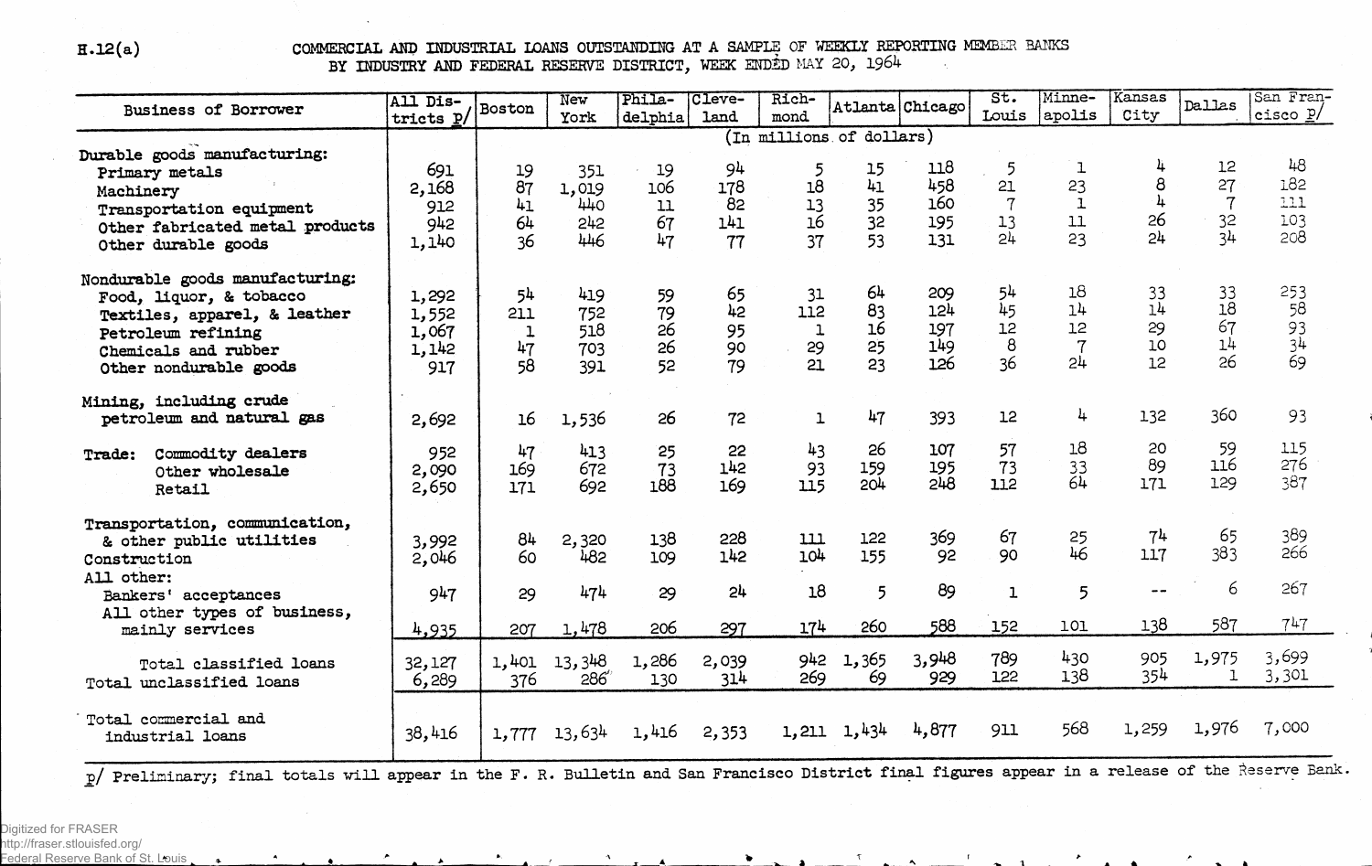H.12(a)

COMMERCIAL AND INDUSTRIAL LOANS OUTSTANDING AT A SAMPLE OF WEEKLY REPORTING MEMBER BANKS
BY INDUSTRY AND FEDERAL RESERVE DISTRICT, WEEK ENDED MAY 20, 1964

| Business of Borrower | All Districts p/ | Boston | New York | Philadelphia | Cleveland | Richmond | Atlanta | Chicago | St. Louis | Minneapolis | Kansas City | Dallas | San Francisco p/ |
|---|---|---|---|---|---|---|---|---|---|---|---|---|---|
| | | (In millions of dollars) | | | | | | | | | | | |
| **Durable goods manufacturing:** | | | | | | | | | | | | | |
| Primary metals | 691 | 19 | 351 | 19 | 94 | 5 | 15 | 118 | 5 | 1 | 4 | 12 | 48 |
| Machinery | 2,168 | 87 | 1,019 | 106 | 178 | 18 | 41 | 458 | 21 | 23 | 8 | 27 | 182 |
| Transportation equipment | 912 | 41 | 440 | 11 | 82 | 13 | 35 | 160 | 7 | 1 | 4 | 7 | 111 |
| Other fabricated metal products | 942 | 64 | 242 | 67 | 141 | 16 | 32 | 195 | 13 | 11 | 26 | 32 | 103 |
| Other durable goods | 1,140 | 36 | 446 | 47 | 77 | 37 | 53 | 131 | 24 | 23 | 24 | 34 | 208 |
| **Nondurable goods manufacturing:** | | | | | | | | | | | | | |
| Food, liquor, & tobacco | 1,292 | 54 | 419 | 59 | 65 | 31 | 64 | 209 | 54 | 18 | 33 | 33 | 253 |
| Textiles, apparel, & leather | 1,552 | 211 | 752 | 79 | 42 | 112 | 83 | 124 | 45 | 14 | 14 | 18 | 58 |
| Petroleum refining | 1,067 | 1 | 518 | 26 | 95 | 1 | 16 | 197 | 12 | 12 | 29 | 67 | 93 |
| Chemicals and rubber | 1,142 | 47 | 703 | 26 | 90 | 29 | 25 | 149 | 8 | 7 | 10 | 14 | 34 |
| Other nondurable goods | 917 | 58 | 391 | 52 | 79 | 21 | 23 | 126 | 36 | 24 | 12 | 26 | 69 |
| Mining, including crude petroleum and natural gas | 2,692 | 16 | 1,536 | 26 | 72 | 1 | 47 | 393 | 12 | 4 | 132 | 360 | 93 |
| Trade: Commodity dealers | 952 | 47 | 413 | 25 | 22 | 43 | 26 | 107 | 57 | 18 | 20 | 59 | 115 |
| Other wholesale | 2,090 | 169 | 672 | 73 | 142 | 93 | 159 | 195 | 73 | 33 | 89 | 116 | 276 |
| Retail | 2,650 | 171 | 692 | 188 | 169 | 115 | 204 | 248 | 112 | 64 | 171 | 129 | 387 |
| Transportation, communication, & other public utilities | 3,992 | 84 | 2,320 | 138 | 228 | 111 | 122 | 369 | 67 | 25 | 74 | 65 | 389 |
| Construction | 2,046 | 60 | 482 | 109 | 142 | 104 | 155 | 92 | 90 | 46 | 117 | 383 | 266 |
| All other: | | | | | | | | | | | | | |
| Bankers' acceptances | 947 | 29 | 474 | 29 | 24 | 18 | 5 | 89 | 1 | 5 | -- | 6 | 267 |
| All other types of business, mainly services | 4,935 | 207 | 1,478 | 206 | 297 | 174 | 260 | 588 | 152 | 101 | 138 | 587 | 747 |
| Total classified loans | 32,127 | 1,401 | 13,348 | 1,286 | 2,039 | 942 | 1,365 | 3,948 | 789 | 430 | 905 | 1,975 | 3,699 |
| Total unclassified loans | 6,289 | 376 | 286 | 130 | 314 | 269 | 69 | 929 | 122 | 138 | 354 | 1 | 3,301 |
| Total commercial and industrial loans | 38,416 | 1,777 | 13,634 | 1,416 | 2,353 | 1,211 | 1,434 | 4,877 | 911 | 568 | 1,259 | 1,976 | 7,000 |

p/ Preliminary; final totals will appear in the F. R. Bulletin and San Francisco District final figures appear in a release of the Reserve Bank.